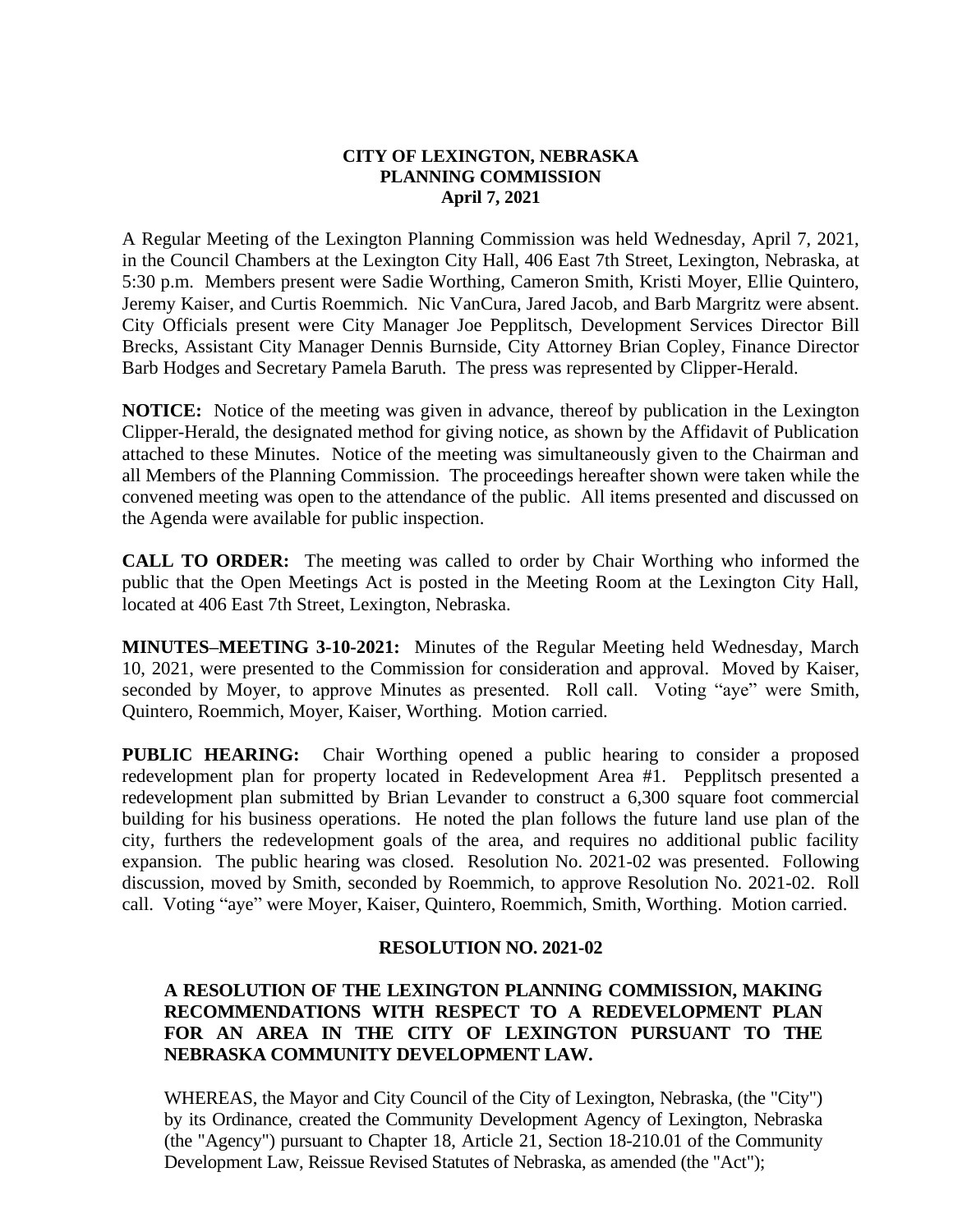**CITY OF LEXINGTON, NEBRASKA**
**PLANNING COMMISSION**
**April 7, 2021**

A Regular Meeting of the Lexington Planning Commission was held Wednesday, April 7, 2021, in the Council Chambers at the Lexington City Hall, 406 East 7th Street, Lexington, Nebraska, at 5:30 p.m. Members present were Sadie Worthing, Cameron Smith, Kristi Moyer, Ellie Quintero, Jeremy Kaiser, and Curtis Roemmich. Nic VanCura, Jared Jacob, and Barb Margritz were absent. City Officials present were City Manager Joe Pepplitsch, Development Services Director Bill Brecks, Assistant City Manager Dennis Burnside, City Attorney Brian Copley, Finance Director Barb Hodges and Secretary Pamela Baruth. The press was represented by Clipper-Herald.

**NOTICE:** Notice of the meeting was given in advance, thereof by publication in the Lexington Clipper-Herald, the designated method for giving notice, as shown by the Affidavit of Publication attached to these Minutes. Notice of the meeting was simultaneously given to the Chairman and all Members of the Planning Commission. The proceedings hereafter shown were taken while the convened meeting was open to the attendance of the public. All items presented and discussed on the Agenda were available for public inspection.

**CALL TO ORDER:** The meeting was called to order by Chair Worthing who informed the public that the Open Meetings Act is posted in the Meeting Room at the Lexington City Hall, located at 406 East 7th Street, Lexington, Nebraska.

**MINUTES–MEETING 3-10-2021:** Minutes of the Regular Meeting held Wednesday, March 10, 2021, were presented to the Commission for consideration and approval. Moved by Kaiser, seconded by Moyer, to approve Minutes as presented. Roll call. Voting "aye" were Smith, Quintero, Roemmich, Moyer, Kaiser, Worthing. Motion carried.

**PUBLIC HEARING:** Chair Worthing opened a public hearing to consider a proposed redevelopment plan for property located in Redevelopment Area #1. Pepplitsch presented a redevelopment plan submitted by Brian Levander to construct a 6,300 square foot commercial building for his business operations. He noted the plan follows the future land use plan of the city, furthers the redevelopment goals of the area, and requires no additional public facility expansion. The public hearing was closed. Resolution No. 2021-02 was presented. Following discussion, moved by Smith, seconded by Roemmich, to approve Resolution No. 2021-02. Roll call. Voting "aye" were Moyer, Kaiser, Quintero, Roemmich, Smith, Worthing. Motion carried.

**RESOLUTION NO. 2021-02**

**A RESOLUTION OF THE LEXINGTON PLANNING COMMISSION, MAKING RECOMMENDATIONS WITH RESPECT TO A REDEVELOPMENT PLAN FOR AN AREA IN THE CITY OF LEXINGTON PURSUANT TO THE NEBRASKA COMMUNITY DEVELOPMENT LAW.**

WHEREAS, the Mayor and City Council of the City of Lexington, Nebraska, (the "City") by its Ordinance, created the Community Development Agency of Lexington, Nebraska (the "Agency") pursuant to Chapter 18, Article 21, Section 18-210.01 of the Community Development Law, Reissue Revised Statutes of Nebraska, as amended (the "Act");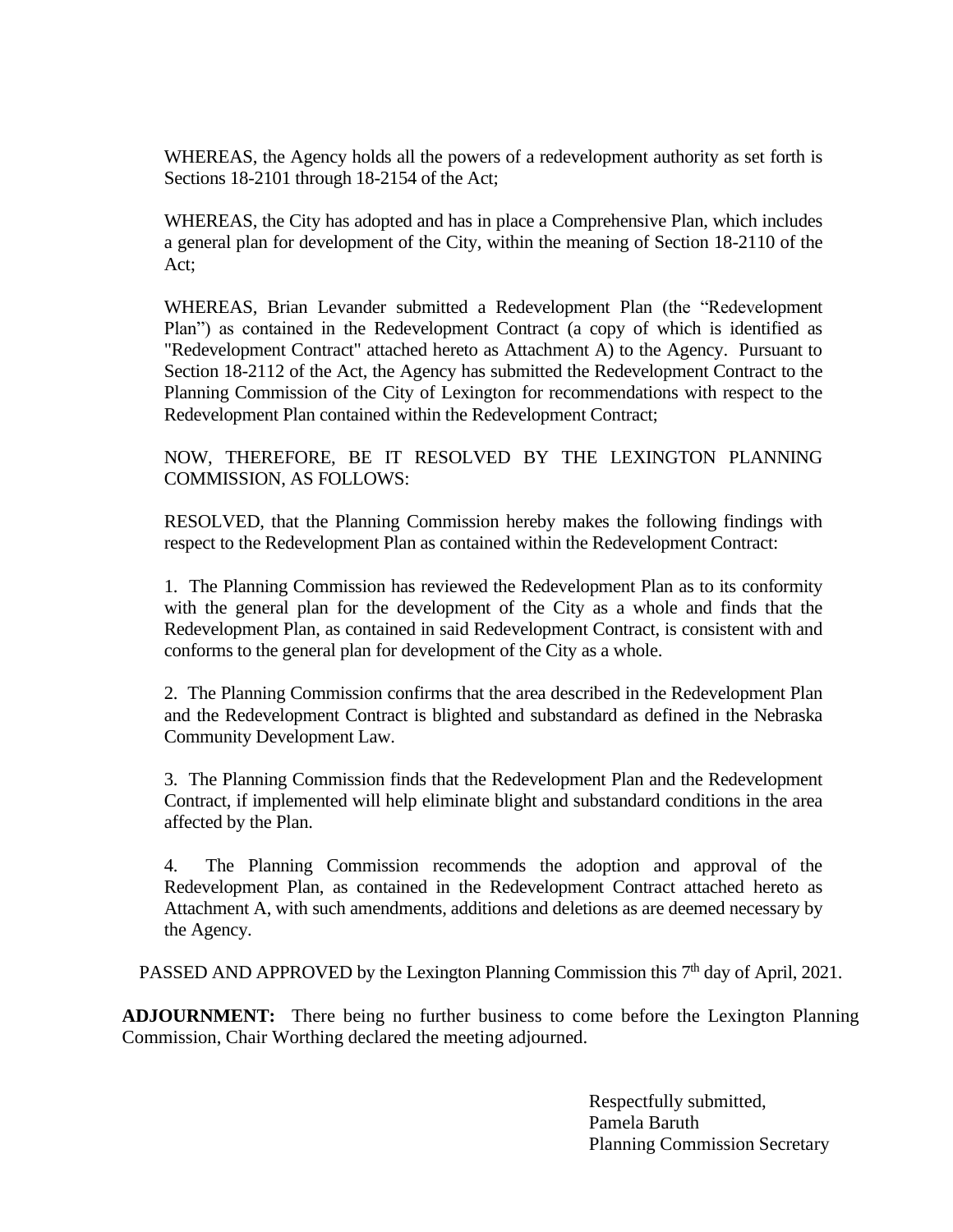WHEREAS, the Agency holds all the powers of a redevelopment authority as set forth is Sections 18-2101 through 18-2154 of the Act;

WHEREAS, the City has adopted and has in place a Comprehensive Plan, which includes a general plan for development of the City, within the meaning of Section 18-2110 of the Act;

WHEREAS, Brian Levander submitted a Redevelopment Plan (the "Redevelopment Plan") as contained in the Redevelopment Contract (a copy of which is identified as "Redevelopment Contract" attached hereto as Attachment A) to the Agency. Pursuant to Section 18-2112 of the Act, the Agency has submitted the Redevelopment Contract to the Planning Commission of the City of Lexington for recommendations with respect to the Redevelopment Plan contained within the Redevelopment Contract;

NOW, THEREFORE, BE IT RESOLVED BY THE LEXINGTON PLANNING COMMISSION, AS FOLLOWS:

RESOLVED, that the Planning Commission hereby makes the following findings with respect to the Redevelopment Plan as contained within the Redevelopment Contract:

1. The Planning Commission has reviewed the Redevelopment Plan as to its conformity with the general plan for the development of the City as a whole and finds that the Redevelopment Plan, as contained in said Redevelopment Contract, is consistent with and conforms to the general plan for development of the City as a whole.

2. The Planning Commission confirms that the area described in the Redevelopment Plan and the Redevelopment Contract is blighted and substandard as defined in the Nebraska Community Development Law.

3. The Planning Commission finds that the Redevelopment Plan and the Redevelopment Contract, if implemented will help eliminate blight and substandard conditions in the area affected by the Plan.

4. The Planning Commission recommends the adoption and approval of the Redevelopment Plan, as contained in the Redevelopment Contract attached hereto as Attachment A, with such amendments, additions and deletions as are deemed necessary by the Agency.

PASSED AND APPROVED by the Lexington Planning Commission this 7th day of April, 2021.

**ADJOURNMENT:** There being no further business to come before the Lexington Planning Commission, Chair Worthing declared the meeting adjourned.

Respectfully submitted,
Pamela Baruth
Planning Commission Secretary